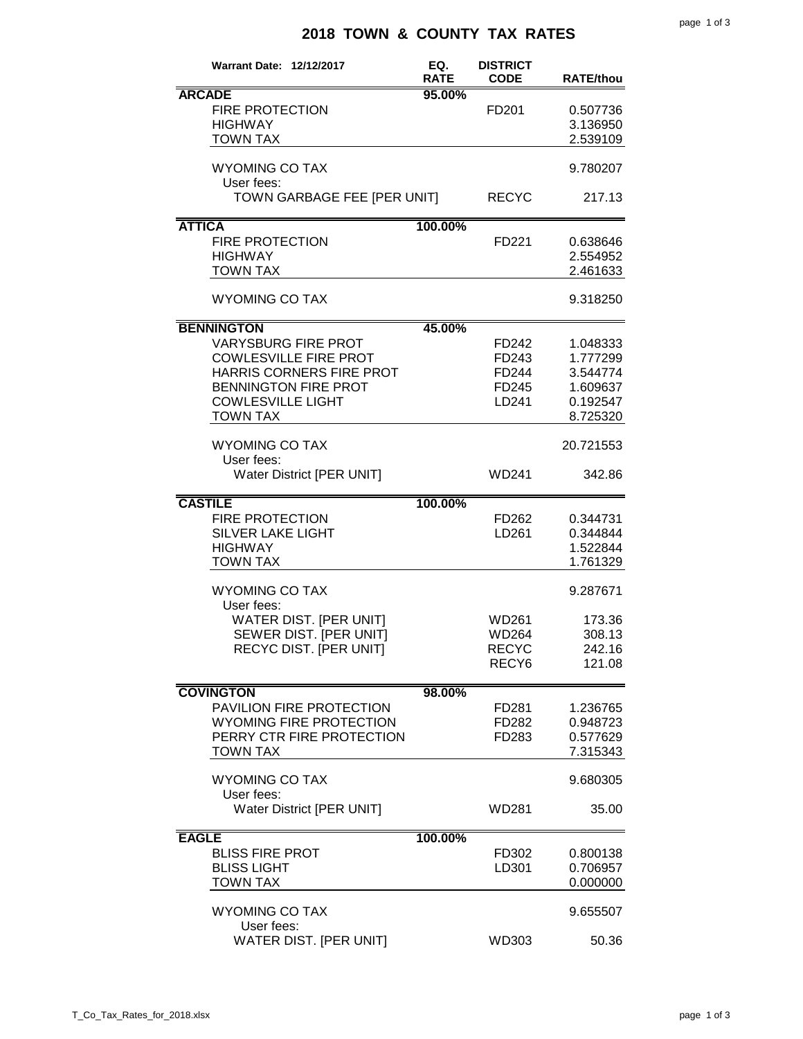# 2018 TOWN & COUNTY TAX RATES

| Warrant Date: 12/12/2017 | EQ. RATE | DISTRICT CODE | RATE/thou |
|---|---|---|---|
| **ARCADE** | 95.00% | | |
| FIRE PROTECTION | | FD201 | 0.507736 |
| HIGHWAY | | | 3.136950 |
| TOWN TAX | | | 2.539109 |
| WYOMING CO TAX | | | 9.780207 |
| User fees: | | | |
| TOWN GARBAGE FEE [PER UNIT] | | RECYC | 217.13 |
| **ATTICA** | 100.00% | | |
| FIRE PROTECTION | | FD221 | 0.638646 |
| HIGHWAY | | | 2.554952 |
| TOWN TAX | | | 2.461633 |
| WYOMING CO TAX | | | 9.318250 |
| **BENNINGTON** | 45.00% | | |
| VARYSBURG FIRE PROT | | FD242 | 1.048333 |
| COWLESVILLE FIRE PROT | | FD243 | 1.777299 |
| HARRIS CORNERS FIRE PROT | | FD244 | 3.544774 |
| BENNINGTON FIRE PROT | | FD245 | 1.609637 |
| COWLESVILLE LIGHT | | LD241 | 0.192547 |
| TOWN TAX | | | 8.725320 |
| WYOMING CO TAX | | | 20.721553 |
| User fees: | | | |
| Water District [PER UNIT] | | WD241 | 342.86 |
| **CASTILE** | 100.00% | | |
| FIRE PROTECTION | | FD262 | 0.344731 |
| SILVER LAKE LIGHT | | LD261 | 0.344844 |
| HIGHWAY | | | 1.522844 |
| TOWN TAX | | | 1.761329 |
| WYOMING CO TAX | | | 9.287671 |
| User fees: | | | |
| WATER DIST. [PER UNIT] | | WD261 | 173.36 |
| SEWER DIST. [PER UNIT] | | WD264 | 308.13 |
| RECYC DIST. [PER UNIT] | | RECYC | 242.16 |
| | | RECY6 | 121.08 |
| **COVINGTON** | 98.00% | | |
| PAVILION FIRE PROTECTION | | FD281 | 1.236765 |
| WYOMING FIRE PROTECTION | | FD282 | 0.948723 |
| PERRY CTR FIRE PROTECTION | | FD283 | 0.577629 |
| TOWN TAX | | | 7.315343 |
| WYOMING CO TAX | | | 9.680305 |
| User fees: | | | |
| Water District [PER UNIT] | | WD281 | 35.00 |
| **EAGLE** | 100.00% | | |
| BLISS FIRE PROT | | FD302 | 0.800138 |
| BLISS LIGHT | | LD301 | 0.706957 |
| TOWN TAX | | | 0.000000 |
| WYOMING CO TAX | | | 9.655507 |
| User fees: | | | |
| WATER DIST. [PER UNIT] | | WD303 | 50.36 |

T_Co_Tax_Rates_for_2018.xlsx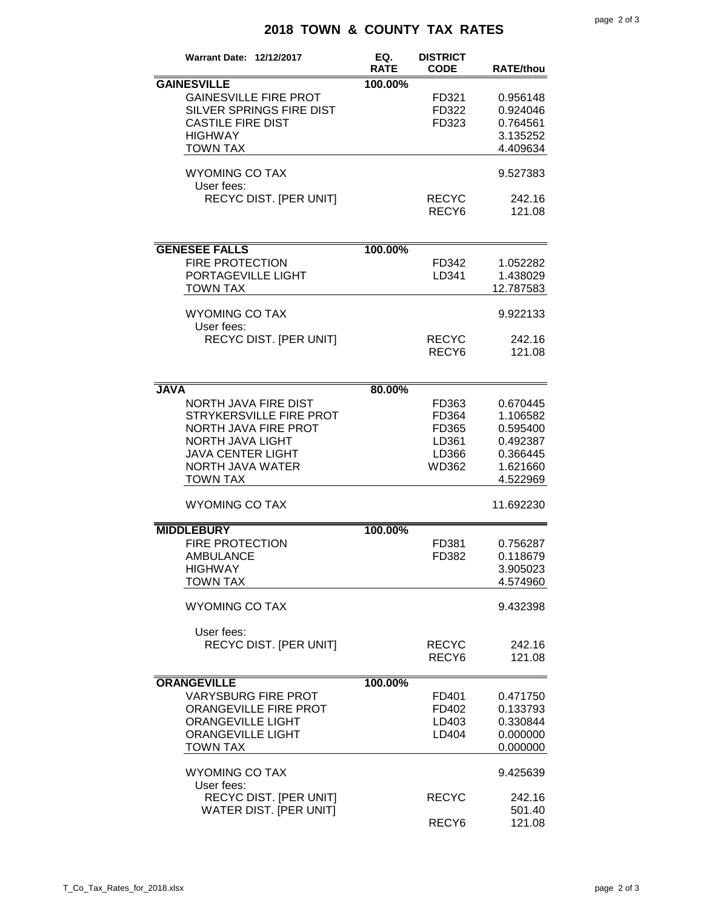# 2018 TOWN & COUNTY TAX RATES

| Warrant Date: 12/12/2017 | EQ. RATE | DISTRICT CODE | RATE/thou |
|---|---|---|---|
| **GAINESVILLE** | 100.00% | | |
| GAINESVILLE FIRE PROT | | FD321 | 0.956148 |
| SILVER SPRINGS FIRE DIST | | FD322 | 0.924046 |
| CASTILE FIRE DIST | | FD323 | 0.764561 |
| HIGHWAY | | | 3.135252 |
| TOWN TAX | | | 4.409634 |
| WYOMING CO TAX | | | 9.527383 |
| User fees: | | | |
| RECYC DIST. [PER UNIT] | | RECYC | 242.16 |
| | | RECY6 | 121.08 |
| **GENESEE FALLS** | 100.00% | | |
| FIRE PROTECTION | | FD342 | 1.052282 |
| PORTAGEVILLE LIGHT | | LD341 | 1.438029 |
| TOWN TAX | | | 12.787583 |
| WYOMING CO TAX | | | 9.922133 |
| User fees: | | | |
| RECYC DIST. [PER UNIT] | | RECYC | 242.16 |
| | | RECY6 | 121.08 |
| **JAVA** | 80.00% | | |
| NORTH JAVA FIRE DIST | | FD363 | 0.670445 |
| STRYKERSVILLE FIRE PROT | | FD364 | 1.106582 |
| NORTH JAVA FIRE PROT | | FD365 | 0.595400 |
| NORTH JAVA LIGHT | | LD361 | 0.492387 |
| JAVA CENTER LIGHT | | LD366 | 0.366445 |
| NORTH JAVA WATER | | WD362 | 1.621660 |
| TOWN TAX | | | 4.522969 |
| WYOMING CO TAX | | | 11.692230 |
| **MIDDLEBURY** | 100.00% | | |
| FIRE PROTECTION | | FD381 | 0.756287 |
| AMBULANCE | | FD382 | 0.118679 |
| HIGHWAY | | | 3.905023 |
| TOWN TAX | | | 4.574960 |
| WYOMING CO TAX | | | 9.432398 |
| User fees: | | | |
| RECYC DIST. [PER UNIT] | | RECYC | 242.16 |
| | | RECY6 | 121.08 |
| **ORANGEVILLE** | 100.00% | | |
| VARYSBURG FIRE PROT | | FD401 | 0.471750 |
| ORANGEVILLE FIRE PROT | | FD402 | 0.133793 |
| ORANGEVILLE LIGHT | | LD403 | 0.330844 |
| ORANGEVILLE LIGHT | | LD404 | 0.000000 |
| TOWN TAX | | | 0.000000 |
| WYOMING CO TAX | | | 9.425639 |
| User fees: | | | |
| RECYC DIST. [PER UNIT] | | RECYC | 242.16 |
| WATER DIST. [PER UNIT] | | | 501.40 |
| | | RECY6 | 121.08 |

T_Co_Tax_Rates_for_2018.xlsx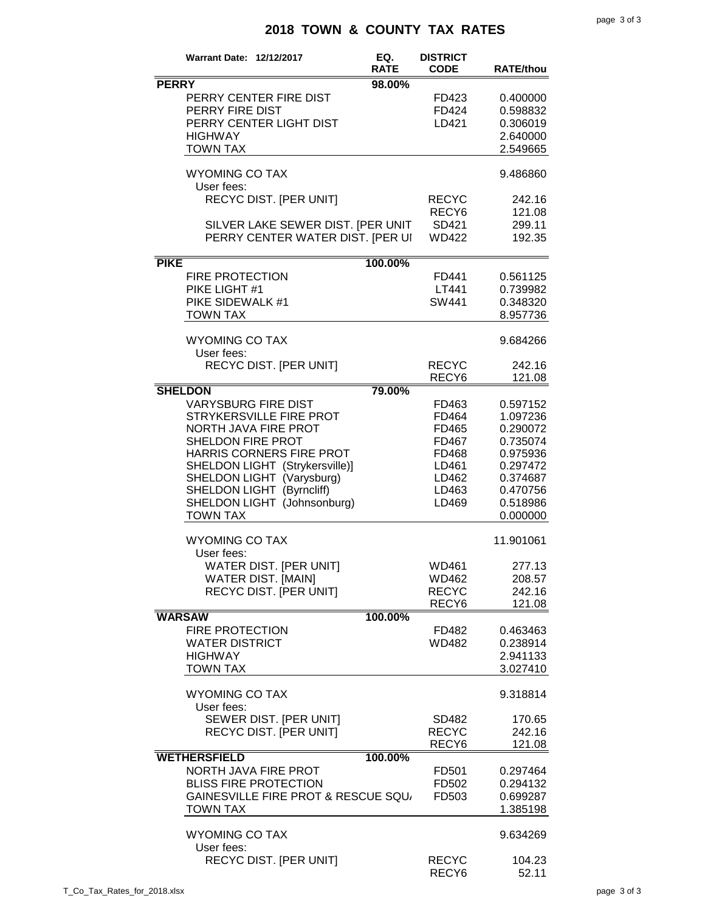# 2018 TOWN & COUNTY TAX RATES

| Warrant Date: 12/12/2017 | EQ. RATE | DISTRICT CODE | RATE/thou |
|---|---|---|---|
| **PERRY** | 98.00% | | |
| PERRY CENTER FIRE DIST | | FD423 | 0.400000 |
| PERRY FIRE DIST | | FD424 | 0.598832 |
| PERRY CENTER LIGHT DIST | | LD421 | 0.306019 |
| HIGHWAY | | | 2.640000 |
| TOWN TAX | | | 2.549665 |
| WYOMING CO TAX | | | 9.486860 |
| User fees: | | | |
| RECYC DIST. [PER UNIT] | | RECYC | 242.16 |
| | | RECY6 | 121.08 |
| SILVER LAKE SEWER DIST. [PER UNIT | | SD421 | 299.11 |
| PERRY CENTER WATER DIST. [PER UI | | WD422 | 192.35 |
| **PIKE** | 100.00% | | |
| FIRE PROTECTION | | FD441 | 0.561125 |
| PIKE LIGHT #1 | | LT441 | 0.739982 |
| PIKE SIDEWALK #1 | | SW441 | 0.348320 |
| TOWN TAX | | | 8.957736 |
| WYOMING CO TAX | | | 9.684266 |
| User fees: | | | |
| RECYC DIST. [PER UNIT] | | RECYC | 242.16 |
| | | RECY6 | 121.08 |
| **SHELDON** | 79.00% | | |
| VARYSBURG FIRE DIST | | FD463 | 0.597152 |
| STRYKERSVILLE FIRE PROT | | FD464 | 1.097236 |
| NORTH JAVA FIRE PROT | | FD465 | 0.290072 |
| SHELDON FIRE PROT | | FD467 | 0.735074 |
| HARRIS CORNERS FIRE PROT | | FD468 | 0.975936 |
| SHELDON LIGHT (Strykersville)] | | LD461 | 0.297472 |
| SHELDON LIGHT (Varysburg) | | LD462 | 0.374687 |
| SHELDON LIGHT (Byrncliff) | | LD463 | 0.470756 |
| SHELDON LIGHT (Johnsonburg) | | LD469 | 0.518986 |
| TOWN TAX | | | 0.000000 |
| WYOMING CO TAX | | | 11.901061 |
| User fees: | | | |
| WATER DIST. [PER UNIT] | | WD461 | 277.13 |
| WATER DIST. [MAIN] | | WD462 | 208.57 |
| RECYC DIST. [PER UNIT] | | RECYC | 242.16 |
| | | RECY6 | 121.08 |
| **WARSAW** | 100.00% | | |
| FIRE PROTECTION | | FD482 | 0.463463 |
| WATER DISTRICT | | WD482 | 0.238914 |
| HIGHWAY | | | 2.941133 |
| TOWN TAX | | | 3.027410 |
| WYOMING CO TAX | | | 9.318814 |
| User fees: | | | |
| SEWER DIST. [PER UNIT] | | SD482 | 170.65 |
| RECYC DIST. [PER UNIT] | | RECYC | 242.16 |
| | | RECY6 | 121.08 |
| **WETHERSFIELD** | 100.00% | | |
| NORTH JAVA FIRE PROT | | FD501 | 0.297464 |
| BLISS FIRE PROTECTION | | FD502 | 0.294132 |
| GAINESVILLE FIRE PROT & RESCUE SQU/ | | FD503 | 0.699287 |
| TOWN TAX | | | 1.385198 |
| WYOMING CO TAX | | | 9.634269 |
| User fees: | | | |
| RECYC DIST. [PER UNIT] | | RECYC | 104.23 |
| | | RECY6 | 52.11 |

T_Co_Tax_Rates_for_2018.xlsx